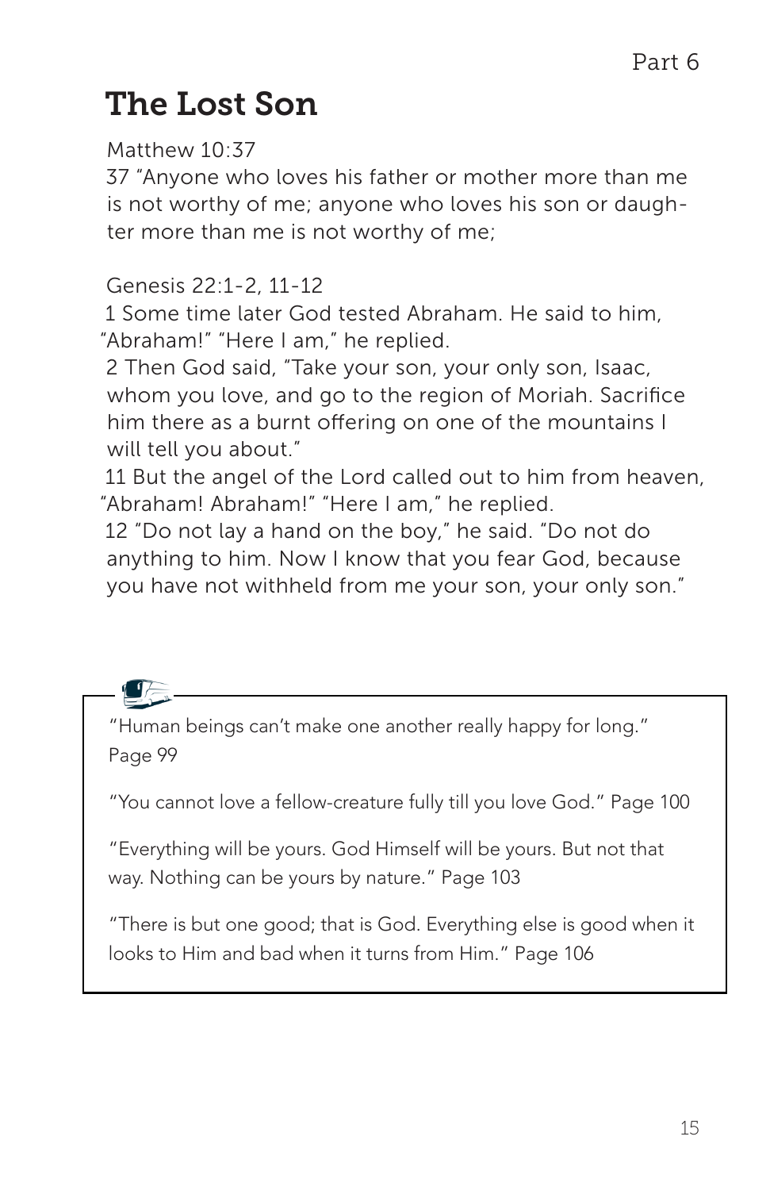Part 6

# The Lost Son

Matthew 10:37

37 "Anyone who loves his father or mother more than me is not worthy of me; anyone who loves his son or daughter more than me is not worthy of me;

Genesis 22:1-2, 11-12

1 Some time later God tested Abraham. He said to him, "Abraham!" "Here I am," he replied.

2 Then God said, "Take your son, your only son, Isaac, whom you love, and go to the region of Moriah. Sacrifice him there as a burnt offering on one of the mountains I will tell you about."

11 But the angel of the Lord called out to him from heaven, "Abraham! Abraham!" "Here I am," he replied.

12 "Do not lay a hand on the boy," he said. "Do not do anything to him. Now I know that you fear God, because you have not withheld from me your son, your only son."

"Human beings can't make one another really happy for long." Page 99

"You cannot love a fellow-creature fully till you love God." Page 100

"Everything will be yours. God Himself will be yours. But not that way. Nothing can be yours by nature." Page 103

"There is but one good; that is God. Everything else is good when it looks to Him and bad when it turns from Him." Page 106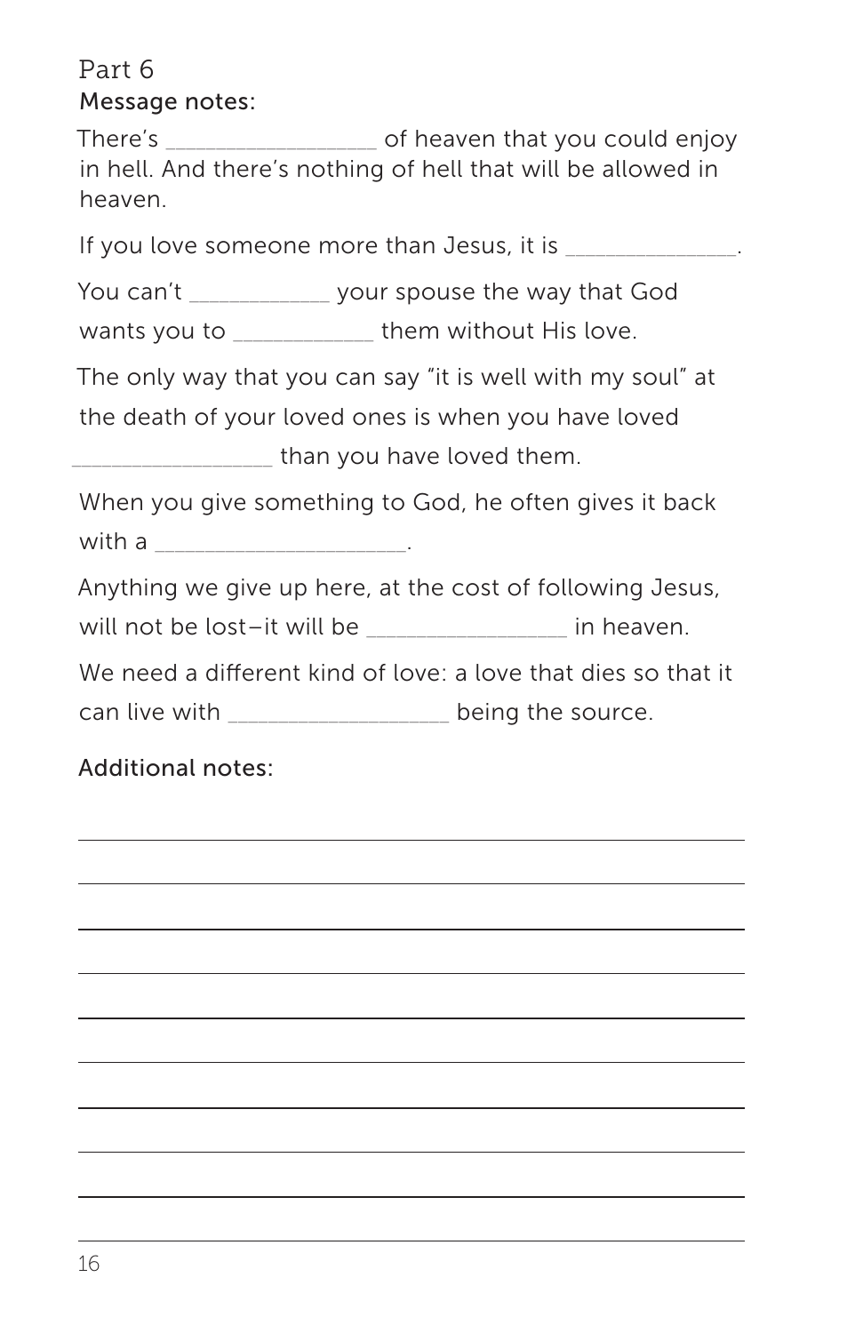Part 6

Message notes:

There's ________________ of heaven that you could enjoy in hell. And there's nothing of hell that will be allowed in heaven.

If you love someone more than Jesus, it is _____________.

You can't ___________ your spouse the way that God wants you to ___________ them without His love.

The only way that you can say "it is well with my soul" at the death of your loved ones is when you have loved ________________ than you have loved them.

When you give something to God, he often gives it back with a ____________________.

Anything we give up here, at the cost of following Jesus, will not be lost—it will be ________________ in heaven.

We need a different kind of love: a love that dies so that it can live with _________________ being the source.

Additional notes: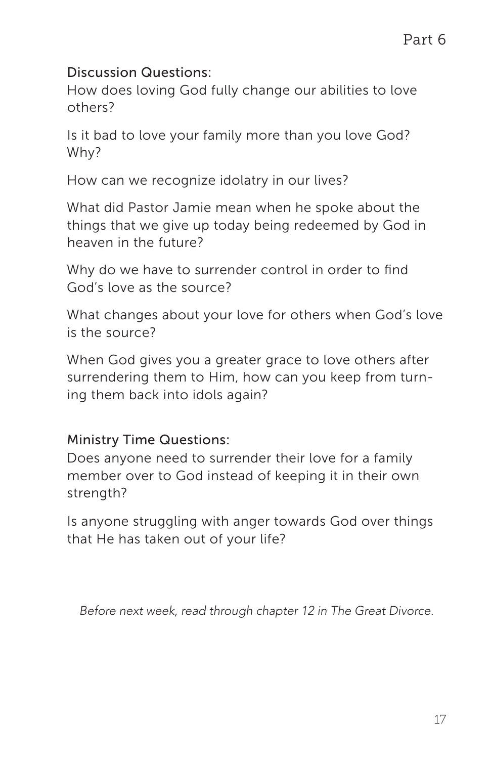## Part 6

### Discussion Questions:

How does loving God fully change our abilities to love others?

Is it bad to love your family more than you love God? Why?

How can we recognize idolatry in our lives?

What did Pastor Jamie mean when he spoke about the things that we give up today being redeemed by God in heaven in the future?

Why do we have to surrender control in order to find God's love as the source?

What changes about your love for others when God's love is the source?

When God gives you a greater grace to love others after surrendering them to Him, how can you keep from turning them back into idols again?

### Ministry Time Questions:

Does anyone need to surrender their love for a family member over to God instead of keeping it in their own strength?

Is anyone struggling with anger towards God over things that He has taken out of your life?

*Before next week, read through chapter 12 in The Great Divorce.*